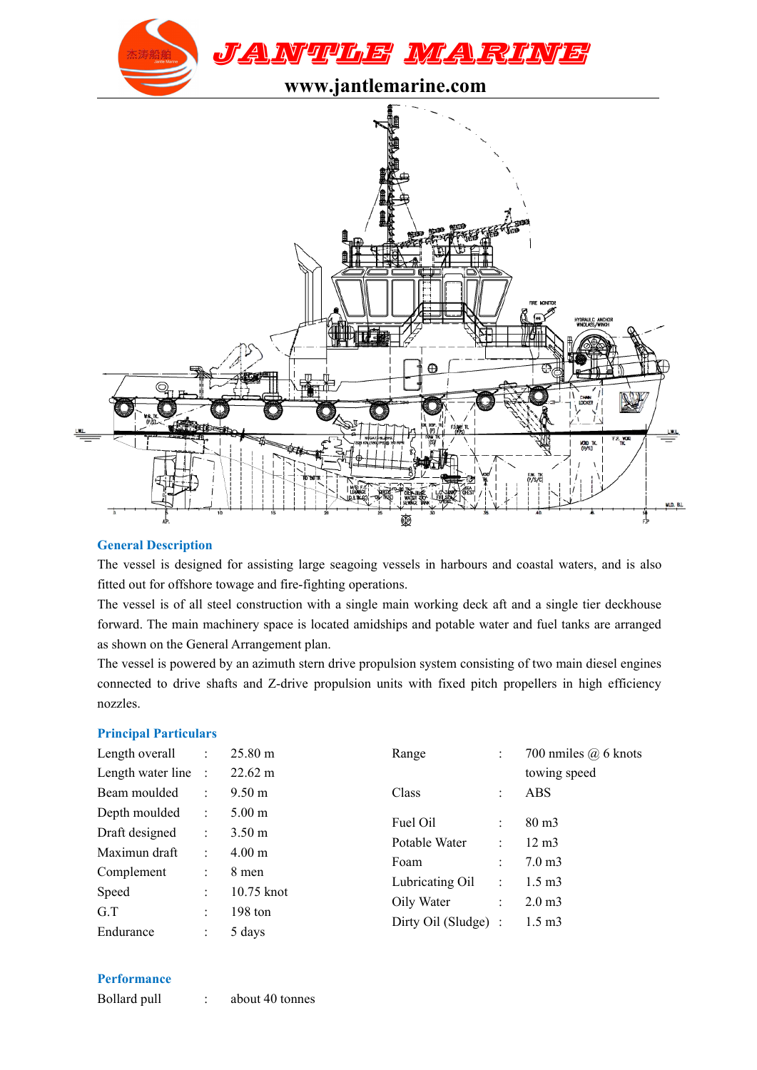# JANTLE MARINE

www.jantlemarine.com

## General Description

The vessel is designed for assisting large seagoing vessels in harbours and coastal waters, and is also fitted out for offshore towage and fire-fighting operations.

The vessel is of all steel construction with a single main working deck aft and a single tier deckhouse forward. The main machinery space is located amidships and potable water and fuel tanks are arranged as shown on the General Arrangement plan.

The vessel is powered by an azimuth stern drive propulsion system consisting of two main diesel engines connected to drive shafts and Z-drive propulsion units with fixed pitch propellers in high efficiency nozzles.

## Principal Particulars

| | | |
|---|---|---|
| Length overall | : | 25.80 m |
| Length water line | : | 22.62 m |
| Beam moulded | : | 9.50 m |
| Depth moulded | : | 5.00 m |
| Draft designed | : | 3.50 m |
| Maximun draft | : | 4.00 m |
| Complement | : | 8 men |
| Speed | : | 10.75 knot |
| G.T | : | 198 ton |
| Endurance | : | 5 days |

| | | |
|---|---|---|
| Range | : | 700 nmiles @ 6 knots towing speed |
| Class | : | ABS |
| Fuel Oil | : | 80 m3 |
| Potable Water | : | 12 m3 |
| Foam | : | 7.0 m3 |
| Lubricating Oil | : | 1.5 m3 |
| Oily Water | : | 2.0 m3 |
| Dirty Oil (Sludge) | : | 1.5 m3 |

## Performance

| | | |
|---|---|---|
| Bollard pull | : | about 40 tonnes |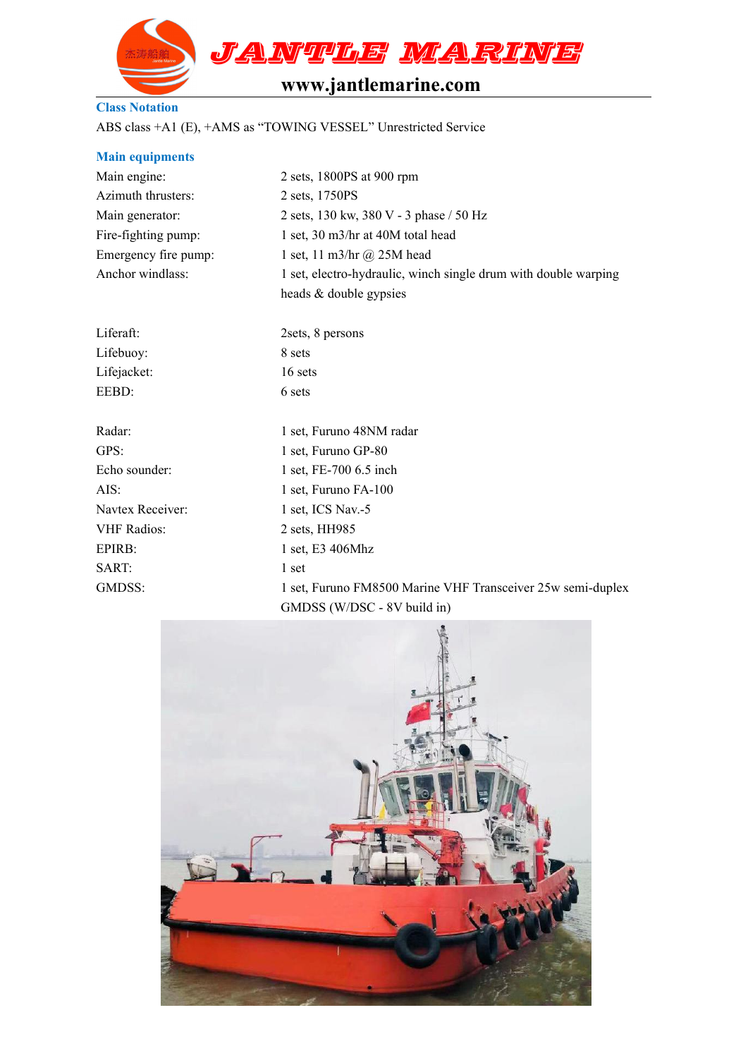## Class Notation

ABS class +A1 (E), +AMS as "TOWING VESSEL" Unrestricted Service

## Main equipments

| | |
|---|---|
| Main engine: | 2 sets, 1800PS at 900 rpm |
| Azimuth thrusters: | 2 sets, 1750PS |
| Main generator: | 2 sets, 130 kw, 380 V - 3 phase / 50 Hz |
| Fire-fighting pump: | 1 set, 30 m3/hr at 40M total head |
| Emergency fire pump: | 1 set, 11 m3/hr @ 25M head |
| Anchor windlass: | 1 set, electro-hydraulic, winch single drum with double warping heads & double gypsies |
| Liferaft: | 2sets, 8 persons |
| Lifebuoy: | 8 sets |
| Lifejacket: | 16 sets |
| EEBD: | 6 sets |
| Radar: | 1 set, Furuno 48NM radar |
| GPS: | 1 set, Furuno GP-80 |
| Echo sounder: | 1 set, FE-700 6.5 inch |
| AIS: | 1 set, Furuno FA-100 |
| Navtex Receiver: | 1 set, ICS Nav.-5 |
| VHF Radios: | 2 sets, HH985 |
| EPIRB: | 1 set, E3 406Mhz |
| SART: | 1 set |
| GMDSS: | 1 set, Furuno FM8500 Marine VHF Transceiver 25w semi-duplex GMDSS (W/DSC - 8V build in) |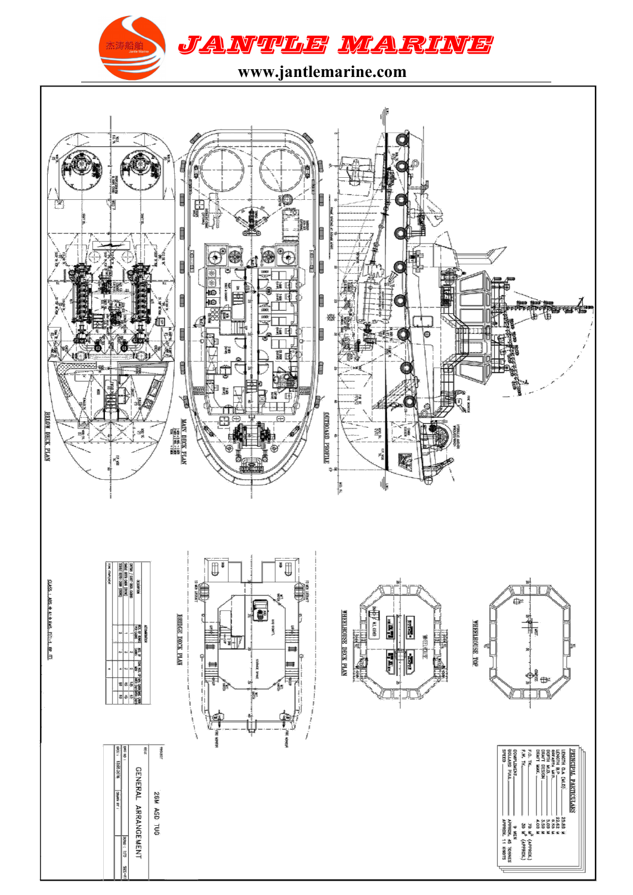杰涛船舶

# JANTLE MARINE

www.jantlemarine.com

BELOW DECK PLAN

MAIN DECK PLAN

OUTBOARD PROFILE

BRIDGE DECK PLAN

WHEELHOUSE DECK PLAN

WHEELHOUSE TOP

CLASS : ABS ✠ A1 ✠ AMS, TUG ✠ ABS (T)

## PRINCIPAL PARTICULARS

| | |
|---|---|
| LENGTH O.A. (MLD) | 25.88 M |
| LENGTH B.P. | 23.62 M |
| BREADTH MLD. | 9.65 M |
| DEPTH MLD. | 5.00 M |
| DRAFT DESIGN | 3.50 M |
| DRAFT MAX. | 4.03 M |
| F.O. TK. | 79 M³ (APPROX.) |
| F.W. TK. | 30 M³ (APPROX.) |
| COMPLEMENT | 9 MEN |
| BOLLARD PULL | APPROX. 45 TONNES |
| SPEED | APPROX. 11 KNOTS |

PROJECT: 26M ASD TUG

TITLE: GENERAL ARRANGEMENT

SCALE: 1:75